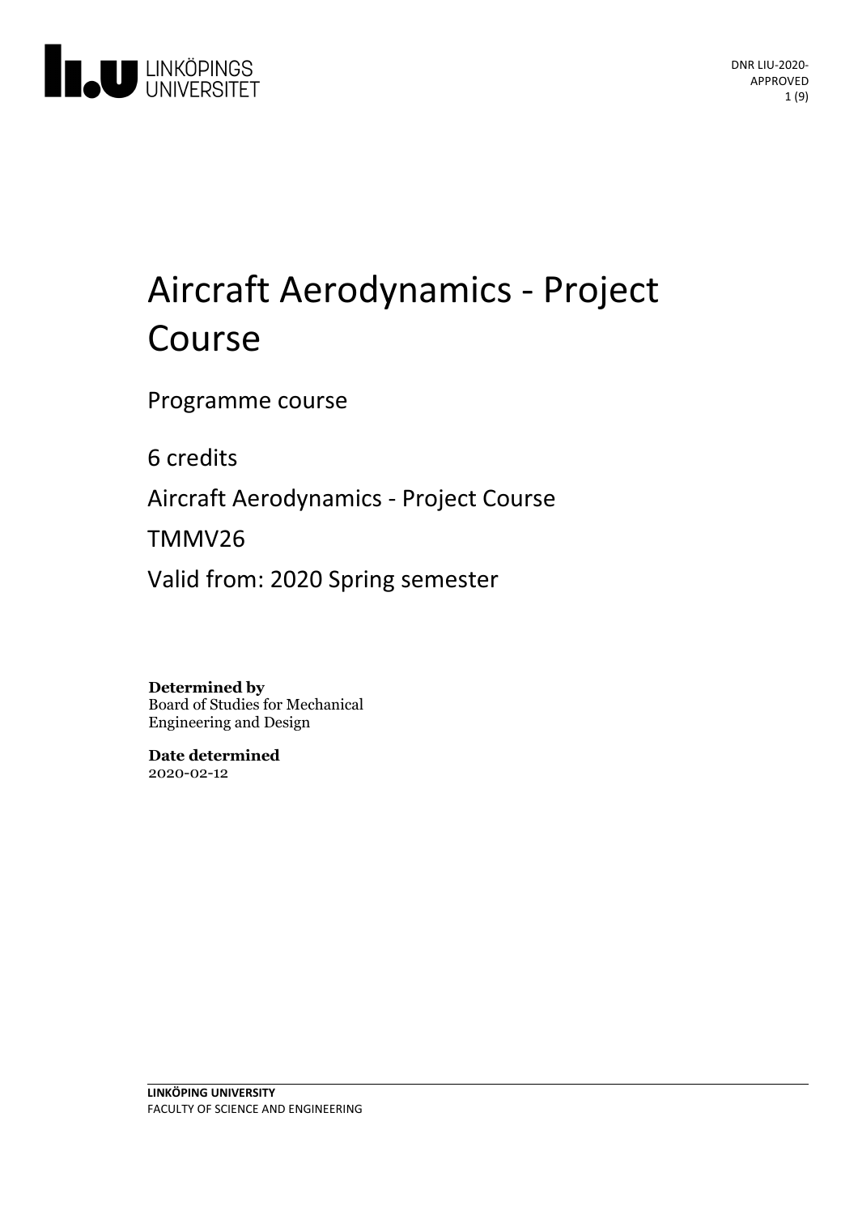# Aircraft Aerodynamics - Project Course

Programme course

6 credits

Aircraft Aerodynamics - Project Course

TMMV26

Valid from: 2020 Spring semester

**Determined by**
Board of Studies for Mechanical Engineering and Design

**Date determined**
2020-02-12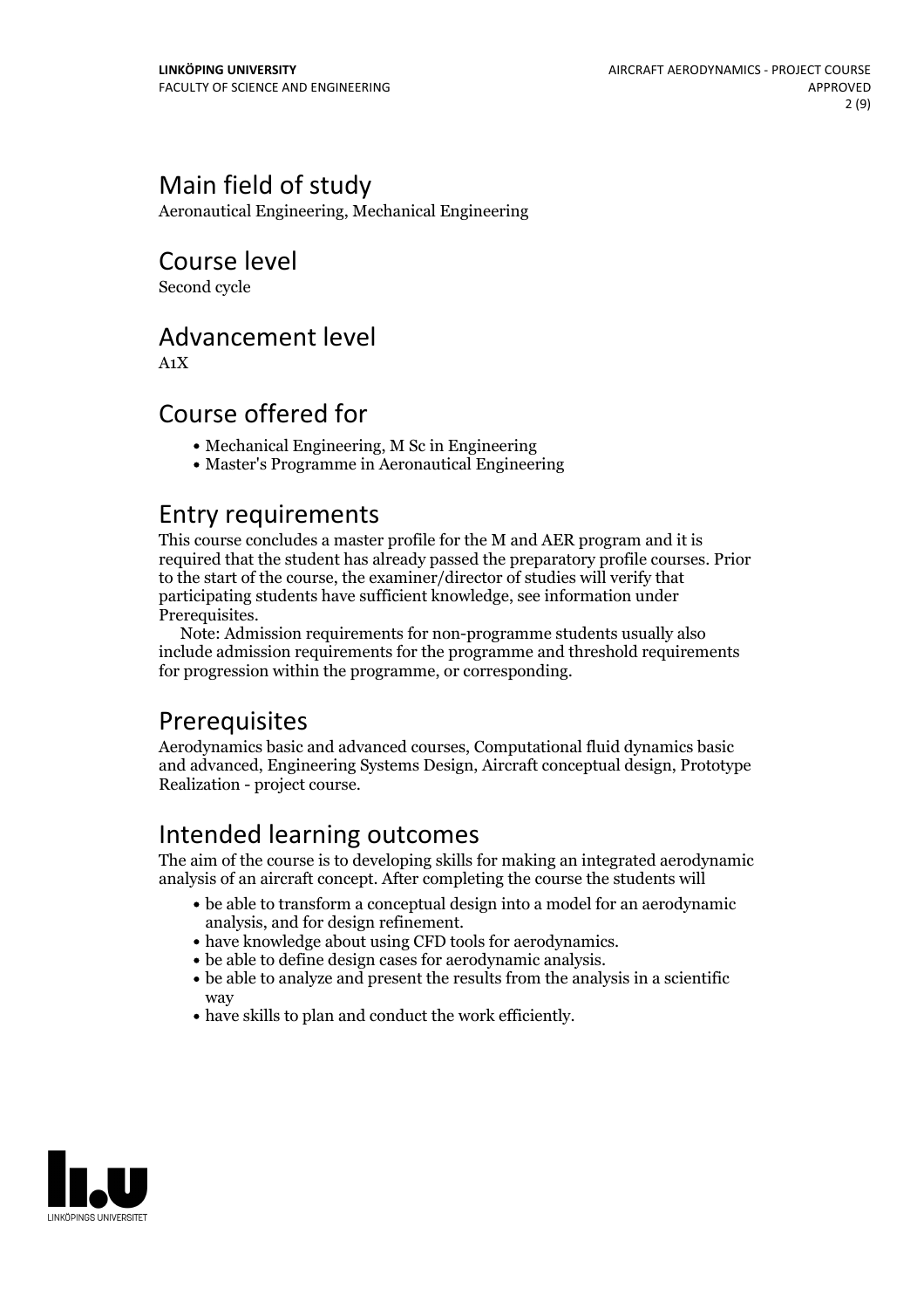## Main field of study
Aeronautical Engineering, Mechanical Engineering

## Course level
Second cycle

## Advancement level
A1X

## Course offered for

- Mechanical Engineering, M Sc in Engineering
- Master's Programme in Aeronautical Engineering

## Entry requirements
This course concludes a master profile for the M and AER program and it is required that the student has already passed the preparatory profile courses. Prior to the start of the course, the examiner/director of studies will verify that participating students have sufficient knowledge, see information under Prerequisites.

Note: Admission requirements for non-programme students usually also include admission requirements for the programme and threshold requirements for progression within the programme, or corresponding.

## Prerequisites
Aerodynamics basic and advanced courses, Computational fluid dynamics basic and advanced, Engineering Systems Design, Aircraft conceptual design, Prototype Realization - project course.

## Intended learning outcomes
The aim of the course is to developing skills for making an integrated aerodynamic analysis of an aircraft concept. After completing the course the students will

- be able to transform a conceptual design into a model for an aerodynamic analysis, and for design refinement.
- have knowledge about using CFD tools for aerodynamics.
- be able to define design cases for aerodynamic analysis.
- be able to analyze and present the results from the analysis in a scientific way
- have skills to plan and conduct the work efficiently.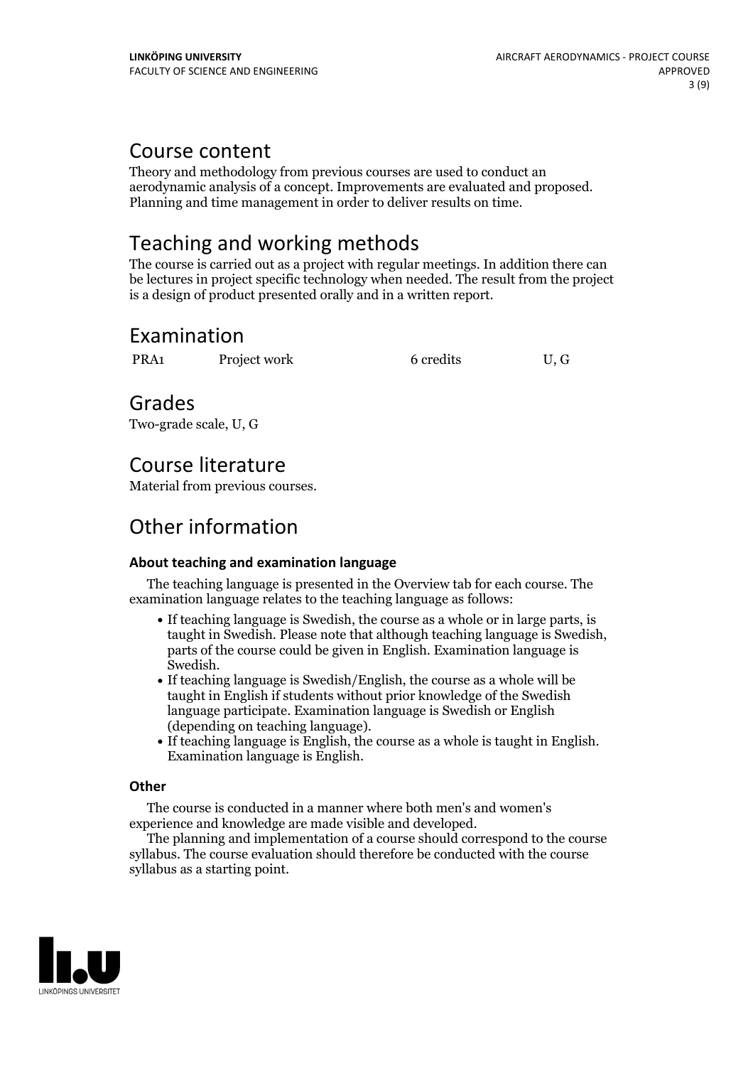## Course content

Theory and methodology from previous courses are used to conduct an aerodynamic analysis of a concept. Improvements are evaluated and proposed. Planning and time management in order to deliver results on time.

## Teaching and working methods

The course is carried out as a project with regular meetings. In addition there can be lectures in project specific technology when needed. The result from the project is a design of product presented orally and in a written report.

## Examination

| PRA1 | Project work | 6 credits | U, G |
|---|---|---|---|

## Grades

Two-grade scale, U, G

## Course literature

Material from previous courses.

## Other information

### About teaching and examination language

The teaching language is presented in the Overview tab for each course. The examination language relates to the teaching language as follows:

- If teaching language is Swedish, the course as a whole or in large parts, is taught in Swedish. Please note that although teaching language is Swedish, parts of the course could be given in English. Examination language is Swedish.
- If teaching language is Swedish/English, the course as a whole will be taught in English if students without prior knowledge of the Swedish language participate. Examination language is Swedish or English (depending on teaching language).
- If teaching language is English, the course as a whole is taught in English. Examination language is English.

### Other

The course is conducted in a manner where both men's and women's experience and knowledge are made visible and developed.

The planning and implementation of a course should correspond to the course syllabus. The course evaluation should therefore be conducted with the course syllabus as a starting point.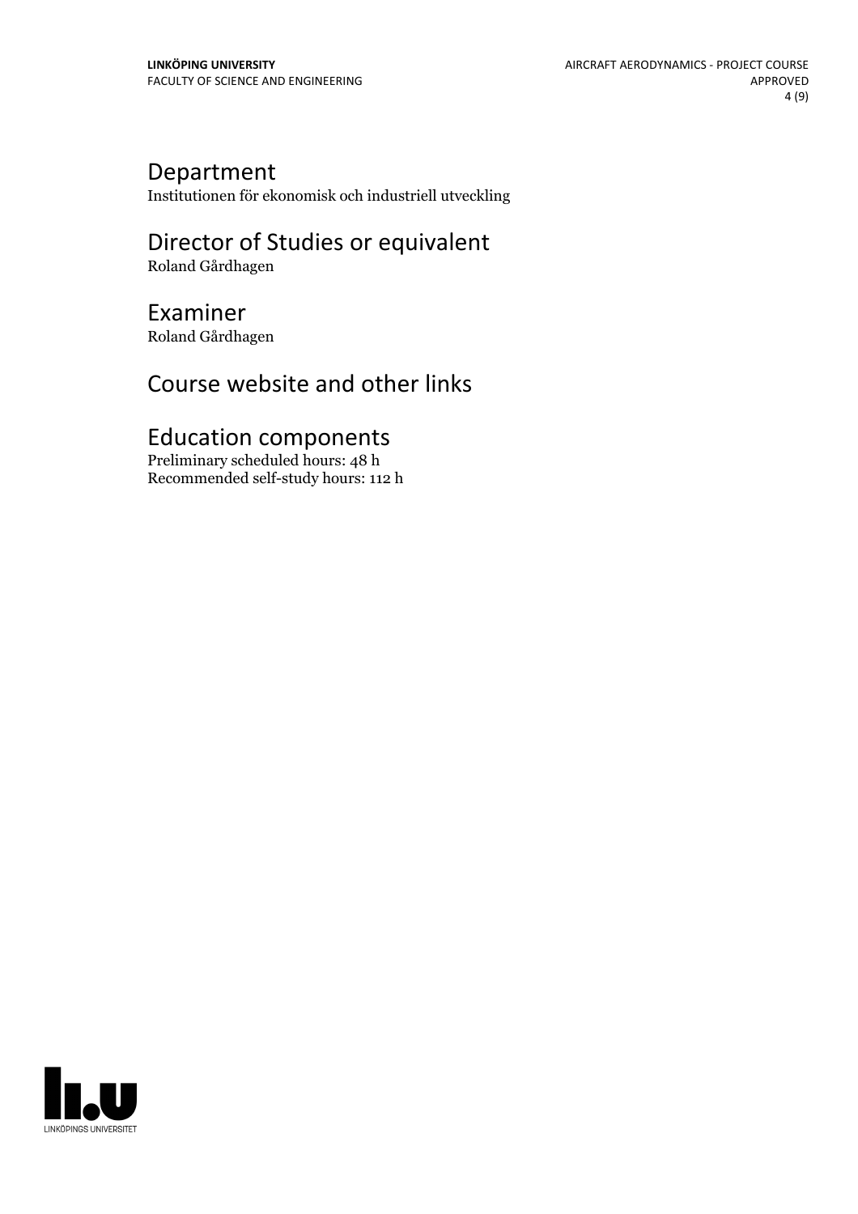## Department

Institutionen för ekonomisk och industriell utveckling

## Director of Studies or equivalent

Roland Gårdhagen

## Examiner

Roland Gårdhagen

## Course website and other links

## Education components

Preliminary scheduled hours: 48 h
Recommended self-study hours: 112 h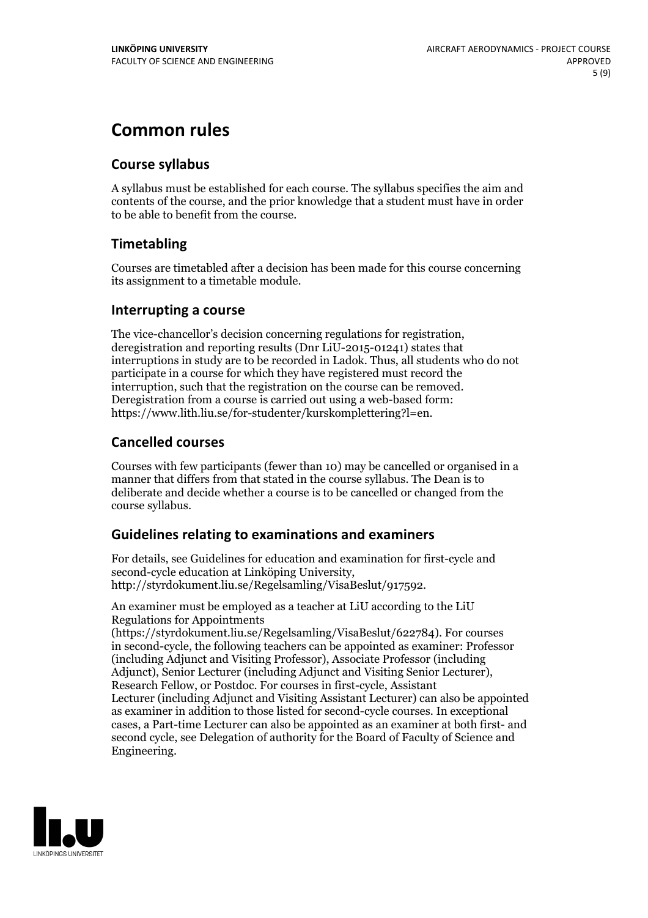# Common rules

## Course syllabus

A syllabus must be established for each course. The syllabus specifies the aim and contents of the course, and the prior knowledge that a student must have in order to be able to benefit from the course.

## Timetabling

Courses are timetabled after a decision has been made for this course concerning its assignment to a timetable module.

## Interrupting a course

The vice-chancellor's decision concerning regulations for registration, deregistration and reporting results (Dnr LiU-2015-01241) states that interruptions in study are to be recorded in Ladok. Thus, all students who do not participate in a course for which they have registered must record the interruption, such that the registration on the course can be removed. Deregistration from a course is carried out using a web-based form: https://www.lith.liu.se/for-studenter/kurskomplettering?l=en.

## Cancelled courses

Courses with few participants (fewer than 10) may be cancelled or organised in a manner that differs from that stated in the course syllabus. The Dean is to deliberate and decide whether a course is to be cancelled or changed from the course syllabus.

## Guidelines relating to examinations and examiners

For details, see Guidelines for education and examination for first-cycle and second-cycle education at Linköping University, http://styrdokument.liu.se/Regelsamling/VisaBeslut/917592.

An examiner must be employed as a teacher at LiU according to the LiU Regulations for Appointments (https://styrdokument.liu.se/Regelsamling/VisaBeslut/622784). For courses in second-cycle, the following teachers can be appointed as examiner: Professor (including Adjunct and Visiting Professor), Associate Professor (including Adjunct), Senior Lecturer (including Adjunct and Visiting Senior Lecturer), Research Fellow, or Postdoc. For courses in first-cycle, Assistant Lecturer (including Adjunct and Visiting Assistant Lecturer) can also be appointed as examiner in addition to those listed for second-cycle courses. In exceptional cases, a Part-time Lecturer can also be appointed as an examiner at both first- and second cycle, see Delegation of authority for the Board of Faculty of Science and Engineering.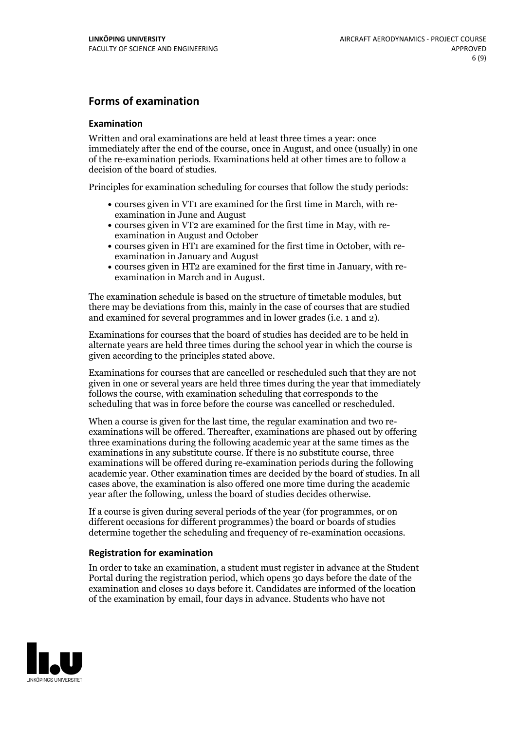## Forms of examination

### Examination

Written and oral examinations are held at least three times a year: once immediately after the end of the course, once in August, and once (usually) in one of the re-examination periods. Examinations held at other times are to follow a decision of the board of studies.

Principles for examination scheduling for courses that follow the study periods:

- courses given in VT1 are examined for the first time in March, with re-examination in June and August
- courses given in VT2 are examined for the first time in May, with re-examination in August and October
- courses given in HT1 are examined for the first time in October, with re-examination in January and August
- courses given in HT2 are examined for the first time in January, with re-examination in March and in August.

The examination schedule is based on the structure of timetable modules, but there may be deviations from this, mainly in the case of courses that are studied and examined for several programmes and in lower grades (i.e. 1 and 2).

Examinations for courses that the board of studies has decided are to be held in alternate years are held three times during the school year in which the course is given according to the principles stated above.

Examinations for courses that are cancelled or rescheduled such that they are not given in one or several years are held three times during the year that immediately follows the course, with examination scheduling that corresponds to the scheduling that was in force before the course was cancelled or rescheduled.

When a course is given for the last time, the regular examination and two re-examinations will be offered. Thereafter, examinations are phased out by offering three examinations during the following academic year at the same times as the examinations in any substitute course. If there is no substitute course, three examinations will be offered during re-examination periods during the following academic year. Other examination times are decided by the board of studies. In all cases above, the examination is also offered one more time during the academic year after the following, unless the board of studies decides otherwise.

If a course is given during several periods of the year (for programmes, or on different occasions for different programmes) the board or boards of studies determine together the scheduling and frequency of re-examination occasions.

### Registration for examination

In order to take an examination, a student must register in advance at the Student Portal during the registration period, which opens 30 days before the date of the examination and closes 10 days before it. Candidates are informed of the location of the examination by email, four days in advance. Students who have not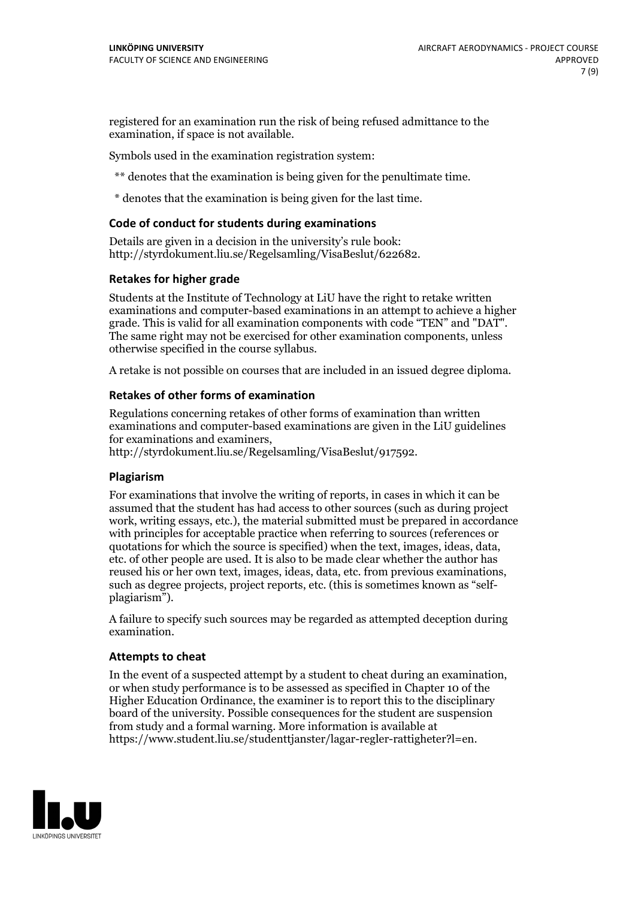registered for an examination run the risk of being refused admittance to the examination, if space is not available.

Symbols used in the examination registration system:

** denotes that the examination is being given for the penultimate time.

* denotes that the examination is being given for the last time.

### Code of conduct for students during examinations

Details are given in a decision in the university's rule book: http://styrdokument.liu.se/Regelsamling/VisaBeslut/622682.

### Retakes for higher grade

Students at the Institute of Technology at LiU have the right to retake written examinations and computer-based examinations in an attempt to achieve a higher grade. This is valid for all examination components with code "TEN" and "DAT". The same right may not be exercised for other examination components, unless otherwise specified in the course syllabus.

A retake is not possible on courses that are included in an issued degree diploma.

### Retakes of other forms of examination

Regulations concerning retakes of other forms of examination than written examinations and computer-based examinations are given in the LiU guidelines for examinations and examiners, http://styrdokument.liu.se/Regelsamling/VisaBeslut/917592.

### Plagiarism

For examinations that involve the writing of reports, in cases in which it can be assumed that the student has had access to other sources (such as during project work, writing essays, etc.), the material submitted must be prepared in accordance with principles for acceptable practice when referring to sources (references or quotations for which the source is specified) when the text, images, ideas, data, etc. of other people are used. It is also to be made clear whether the author has reused his or her own text, images, ideas, data, etc. from previous examinations, such as degree projects, project reports, etc. (this is sometimes known as "self-plagiarism").

A failure to specify such sources may be regarded as attempted deception during examination.

### Attempts to cheat

In the event of a suspected attempt by a student to cheat during an examination, or when study performance is to be assessed as specified in Chapter 10 of the Higher Education Ordinance, the examiner is to report this to the disciplinary board of the university. Possible consequences for the student are suspension from study and a formal warning. More information is available at https://www.student.liu.se/studenttjanster/lagar-regler-rattigheter?l=en.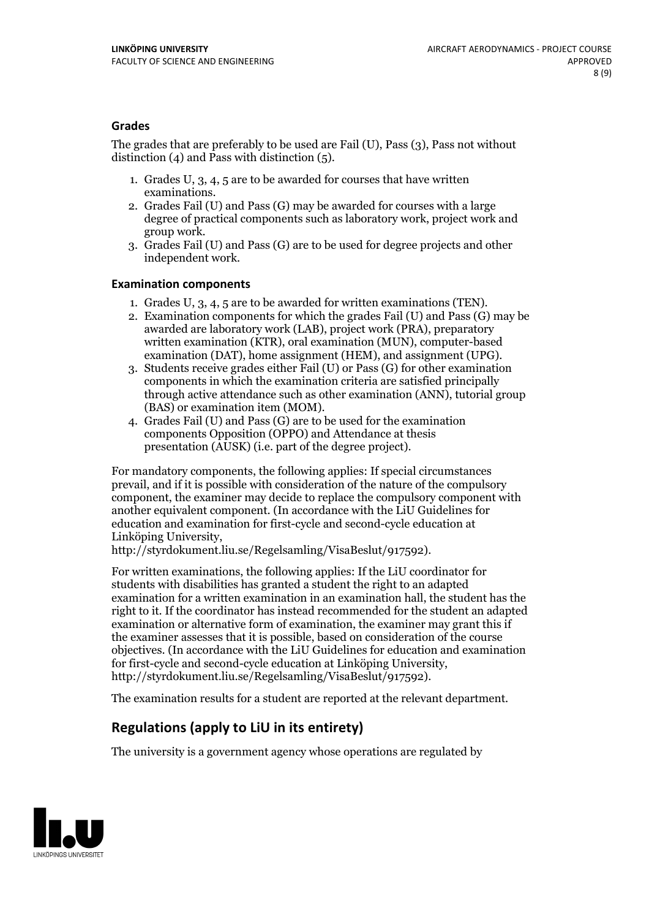### Grades

The grades that are preferably to be used are Fail (U), Pass (3), Pass not without distinction (4) and Pass with distinction (5).

1. Grades U, 3, 4, 5 are to be awarded for courses that have written examinations.
2. Grades Fail (U) and Pass (G) may be awarded for courses with a large degree of practical components such as laboratory work, project work and group work.
3. Grades Fail (U) and Pass (G) are to be used for degree projects and other independent work.

### Examination components

1. Grades U, 3, 4, 5 are to be awarded for written examinations (TEN).
2. Examination components for which the grades Fail (U) and Pass (G) may be awarded are laboratory work (LAB), project work (PRA), preparatory written examination (KTR), oral examination (MUN), computer-based examination (DAT), home assignment (HEM), and assignment (UPG).
3. Students receive grades either Fail (U) or Pass (G) for other examination components in which the examination criteria are satisfied principally through active attendance such as other examination (ANN), tutorial group (BAS) or examination item (MOM).
4. Grades Fail (U) and Pass (G) are to be used for the examination components Opposition (OPPO) and Attendance at thesis presentation (AUSK) (i.e. part of the degree project).

For mandatory components, the following applies: If special circumstances prevail, and if it is possible with consideration of the nature of the compulsory component, the examiner may decide to replace the compulsory component with another equivalent component. (In accordance with the LiU Guidelines for education and examination for first-cycle and second-cycle education at Linköping University, http://styrdokument.liu.se/Regelsamling/VisaBeslut/917592).

For written examinations, the following applies: If the LiU coordinator for students with disabilities has granted a student the right to an adapted examination for a written examination in an examination hall, the student has the right to it. If the coordinator has instead recommended for the student an adapted examination or alternative form of examination, the examiner may grant this if the examiner assesses that it is possible, based on consideration of the course objectives. (In accordance with the LiU Guidelines for education and examination for first-cycle and second-cycle education at Linköping University, http://styrdokument.liu.se/Regelsamling/VisaBeslut/917592).

The examination results for a student are reported at the relevant department.

## Regulations (apply to LiU in its entirety)

The university is a government agency whose operations are regulated by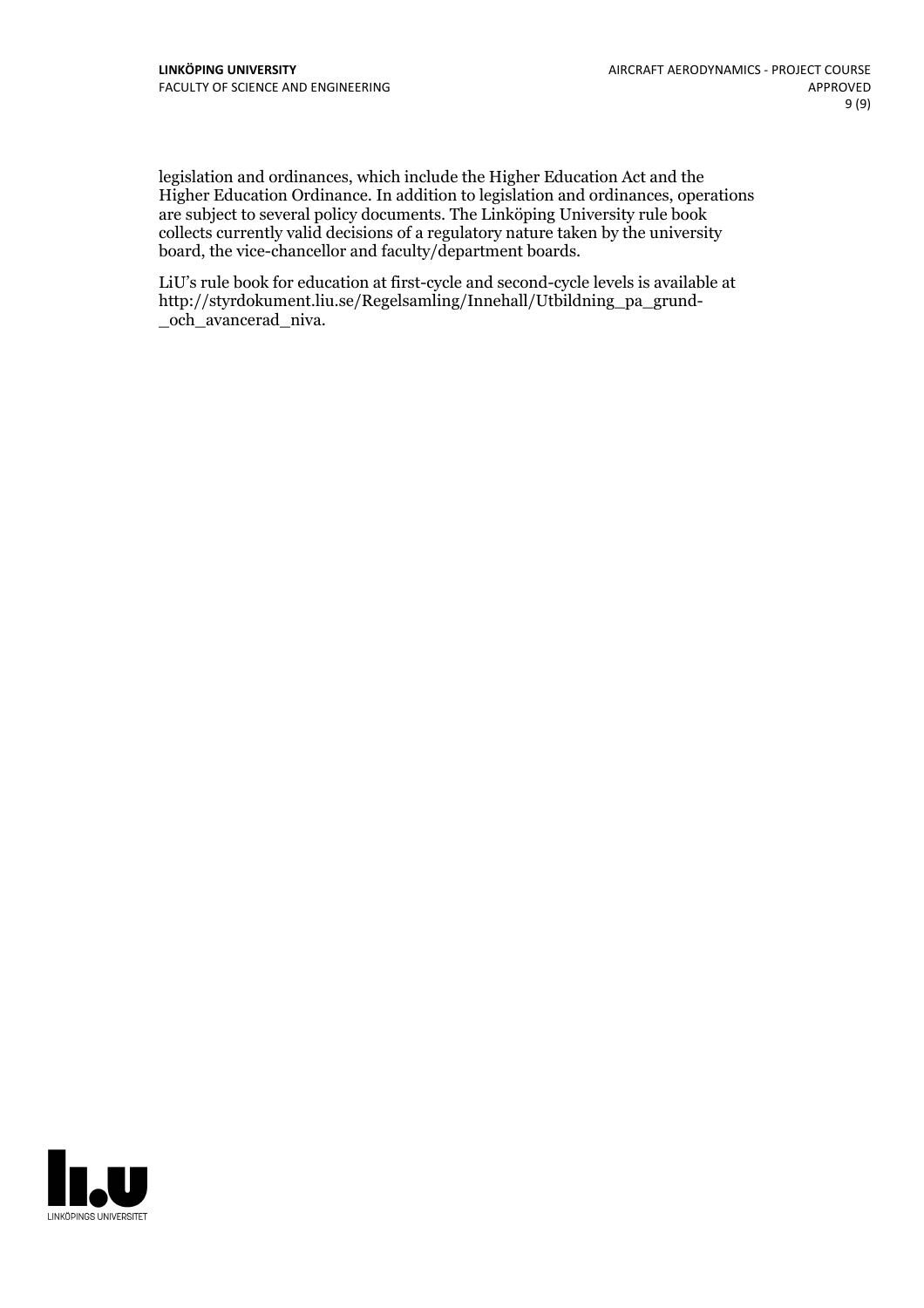legislation and ordinances, which include the Higher Education Act and the Higher Education Ordinance. In addition to legislation and ordinances, operations are subject to several policy documents. The Linköping University rule book collects currently valid decisions of a regulatory nature taken by the university board, the vice-chancellor and faculty/department boards.

LiU's rule book for education at first-cycle and second-cycle levels is available at http://styrdokument.liu.se/Regelsamling/Innehall/Utbildning_pa_grund-_och_avancerad_niva.